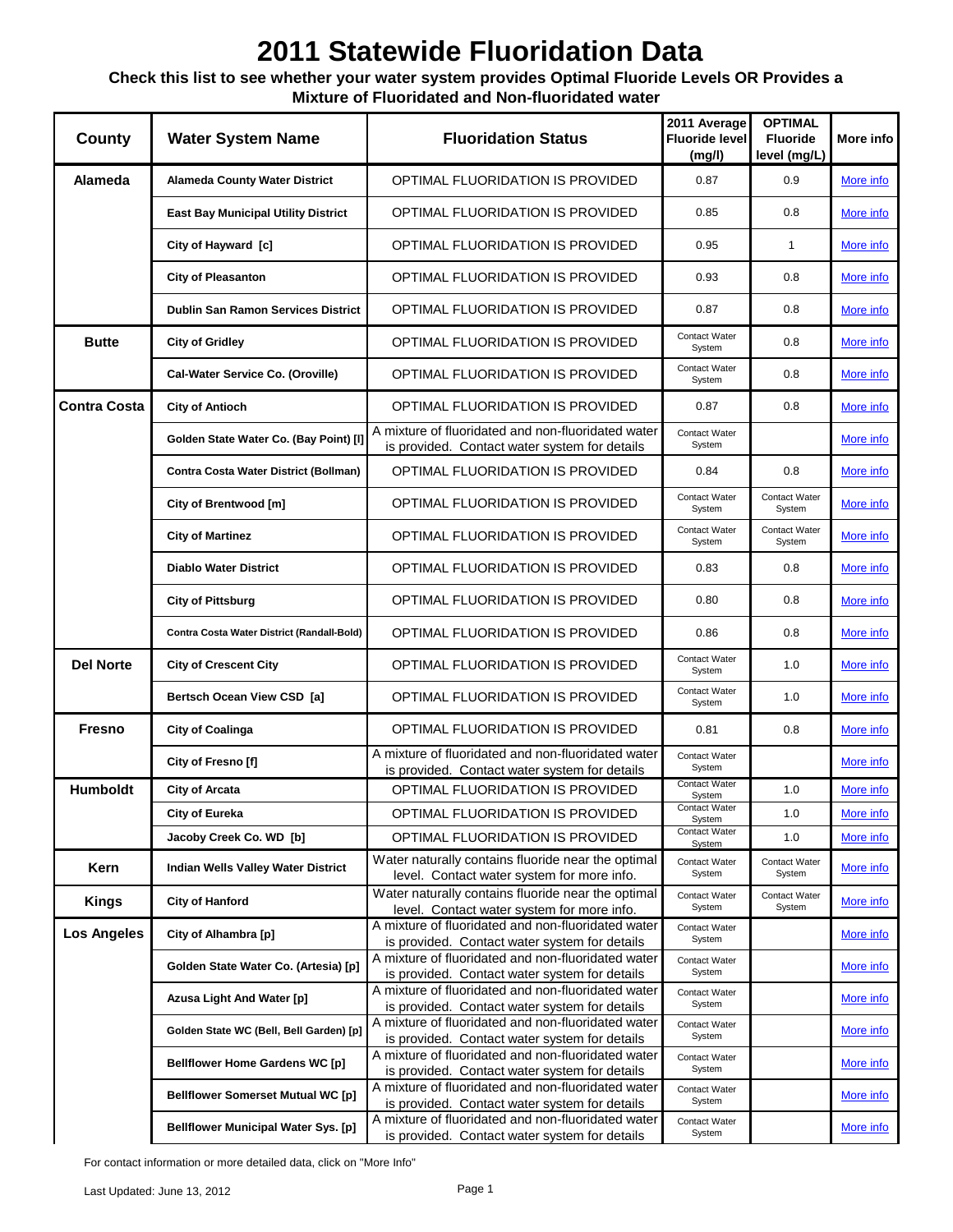# 2011 Statewide Fluoridation Data

**Check this list to see whether your water system provides Optimal Fluoride Levels OR Provides a Mixture of Fluoridated and Non-fluoridated water**

| County | Water System Name | Fluoridation Status | 2011 Average Fluoride level (mg/l) | OPTIMAL Fluoride level (mg/L) | More info |
|---|---|---|---|---|---|
| Alameda | Alameda County Water District | OPTIMAL FLUORIDATION IS PROVIDED | 0.87 | 0.9 | More info |
| | East Bay Municipal Utility District | OPTIMAL FLUORIDATION IS PROVIDED | 0.85 | 0.8 | More info |
| | City of Hayward [c] | OPTIMAL FLUORIDATION IS PROVIDED | 0.95 | 1 | More info |
| | City of Pleasanton | OPTIMAL FLUORIDATION IS PROVIDED | 0.93 | 0.8 | More info |
| | Dublin San Ramon Services District | OPTIMAL FLUORIDATION IS PROVIDED | 0.87 | 0.8 | More info |
| Butte | City of Gridley | OPTIMAL FLUORIDATION IS PROVIDED | Contact Water System | 0.8 | More info |
| | Cal-Water Service Co. (Oroville) | OPTIMAL FLUORIDATION IS PROVIDED | Contact Water System | 0.8 | More info |
| Contra Costa | City of Antioch | OPTIMAL FLUORIDATION IS PROVIDED | 0.87 | 0.8 | More info |
| | Golden State Water Co. (Bay Point) [l] | A mixture of fluoridated and non-fluoridated water is provided. Contact water system for details | Contact Water System | | More info |
| | Contra Costa Water District (Bollman) | OPTIMAL FLUORIDATION IS PROVIDED | 0.84 | 0.8 | More info |
| | City of Brentwood [m] | OPTIMAL FLUORIDATION IS PROVIDED | Contact Water System | Contact Water System | More info |
| | City of Martinez | OPTIMAL FLUORIDATION IS PROVIDED | Contact Water System | Contact Water System | More info |
| | Diablo Water District | OPTIMAL FLUORIDATION IS PROVIDED | 0.83 | 0.8 | More info |
| | City of Pittsburg | OPTIMAL FLUORIDATION IS PROVIDED | 0.80 | 0.8 | More info |
| | Contra Costa Water District (Randall-Bold) | OPTIMAL FLUORIDATION IS PROVIDED | 0.86 | 0.8 | More info |
| Del Norte | City of Crescent City | OPTIMAL FLUORIDATION IS PROVIDED | Contact Water System | 1.0 | More info |
| | Bertsch Ocean View CSD [a] | OPTIMAL FLUORIDATION IS PROVIDED | Contact Water System | 1.0 | More info |
| Fresno | City of Coalinga | OPTIMAL FLUORIDATION IS PROVIDED | 0.81 | 0.8 | More info |
| | City of Fresno [f] | A mixture of fluoridated and non-fluoridated water is provided. Contact water system for details | Contact Water System | | More info |
| Humboldt | City of Arcata | OPTIMAL FLUORIDATION IS PROVIDED | Contact Water System | 1.0 | More info |
| | City of Eureka | OPTIMAL FLUORIDATION IS PROVIDED | Contact Water System | 1.0 | More info |
| | Jacoby Creek Co. WD [b] | OPTIMAL FLUORIDATION IS PROVIDED | Contact Water System | 1.0 | More info |
| Kern | Indian Wells Valley Water District | Water naturally contains fluoride near the optimal level. Contact water system for more info. | Contact Water System | Contact Water System | More info |
| Kings | City of Hanford | Water naturally contains fluoride near the optimal level. Contact water system for more info. | Contact Water System | Contact Water System | More info |
| Los Angeles | City of Alhambra [p] | A mixture of fluoridated and non-fluoridated water is provided. Contact water system for details | Contact Water System | | More info |
| | Golden State Water Co. (Artesia) [p] | A mixture of fluoridated and non-fluoridated water is provided. Contact water system for details | Contact Water System | | More info |
| | Azusa Light And Water [p] | A mixture of fluoridated and non-fluoridated water is provided. Contact water system for details | Contact Water System | | More info |
| | Golden State WC (Bell, Bell Garden) [p] | A mixture of fluoridated and non-fluoridated water is provided. Contact water system for details | Contact Water System | | More info |
| | Bellflower Home Gardens WC [p] | A mixture of fluoridated and non-fluoridated water is provided. Contact water system for details | Contact Water System | | More info |
| | Bellflower Somerset Mutual WC [p] | A mixture of fluoridated and non-fluoridated water is provided. Contact water system for details | Contact Water System | | More info |
| | Bellflower Municipal Water Sys. [p] | A mixture of fluoridated and non-fluoridated water is provided. Contact water system for details | Contact Water System | | More info |

For contact information or more detailed data, click on "More Info"

Last Updated: June 13, 2012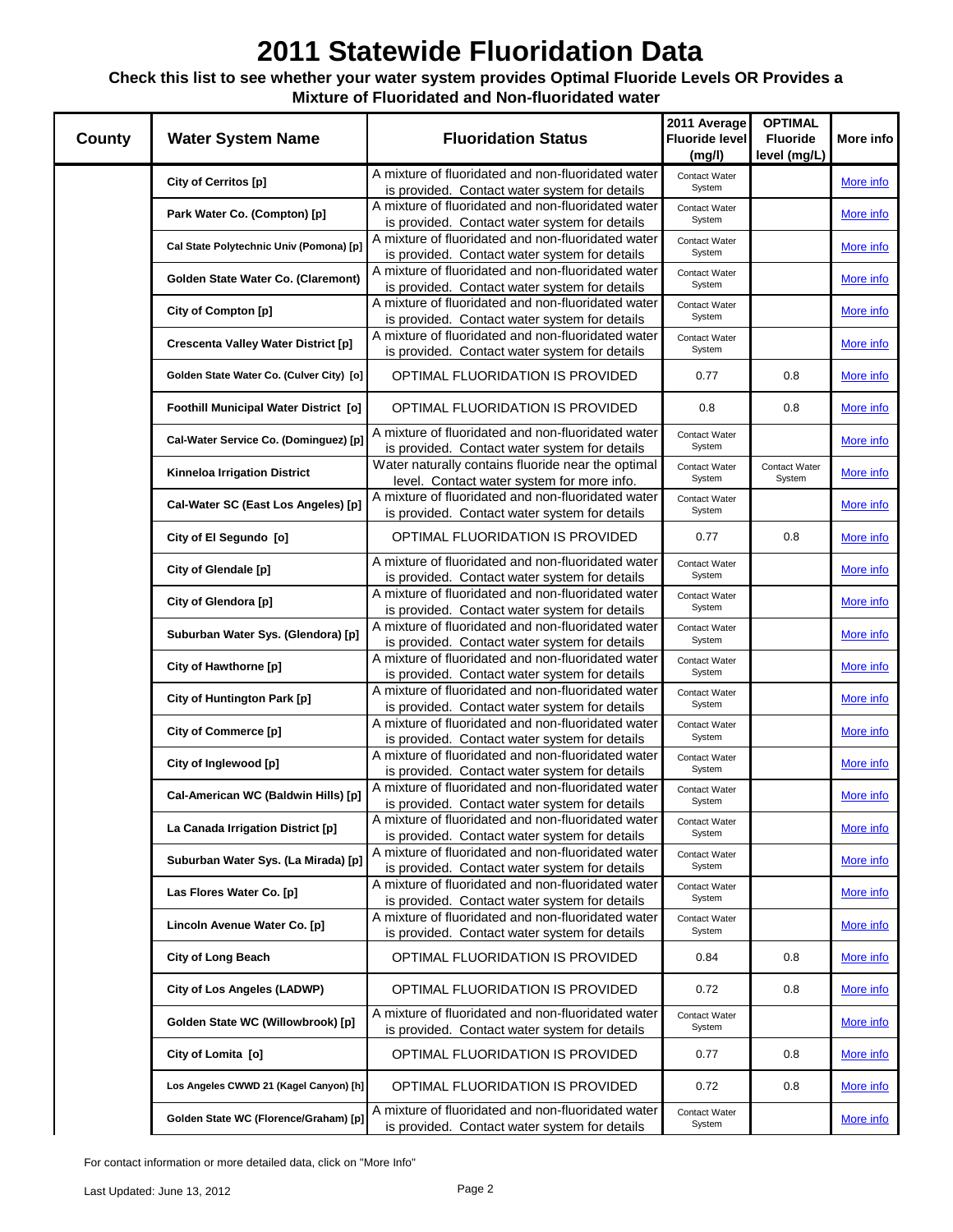# 2011 Statewide Fluoridation Data

**Check this list to see whether your water system provides Optimal Fluoride Levels OR Provides a Mixture of Fluoridated and Non-fluoridated water**

| County | Water System Name | Fluoridation Status | 2011 Average Fluoride level (mg/l) | OPTIMAL Fluoride level (mg/L) | More info |
|---|---|---|---|---|---|
| | City of Cerritos [p] | A mixture of fluoridated and non-fluoridated water is provided. Contact water system for details | Contact Water System | | More info |
| | Park Water Co. (Compton) [p] | A mixture of fluoridated and non-fluoridated water is provided. Contact water system for details | Contact Water System | | More info |
| | Cal State Polytechnic Univ (Pomona) [p] | A mixture of fluoridated and non-fluoridated water is provided. Contact water system for details | Contact Water System | | More info |
| | Golden State Water Co. (Claremont) | A mixture of fluoridated and non-fluoridated water is provided. Contact water system for details | Contact Water System | | More info |
| | City of Compton [p] | A mixture of fluoridated and non-fluoridated water is provided. Contact water system for details | Contact Water System | | More info |
| | Crescenta Valley Water District [p] | A mixture of fluoridated and non-fluoridated water is provided. Contact water system for details | Contact Water System | | More info |
| | Golden State Water Co. (Culver City) [o] | OPTIMAL FLUORIDATION IS PROVIDED | 0.77 | 0.8 | More info |
| | Foothill Municipal Water District [o] | OPTIMAL FLUORIDATION IS PROVIDED | 0.8 | 0.8 | More info |
| | Cal-Water Service Co. (Dominguez) [p] | A mixture of fluoridated and non-fluoridated water is provided. Contact water system for details | Contact Water System | | More info |
| | Kinneloa Irrigation District | Water naturally contains fluoride near the optimal level. Contact water system for more info. | Contact Water System | Contact Water System | More info |
| | Cal-Water SC (East Los Angeles) [p] | A mixture of fluoridated and non-fluoridated water is provided. Contact water system for details | Contact Water System | | More info |
| | City of El Segundo [o] | OPTIMAL FLUORIDATION IS PROVIDED | 0.77 | 0.8 | More info |
| | City of Glendale [p] | A mixture of fluoridated and non-fluoridated water is provided. Contact water system for details | Contact Water System | | More info |
| | City of Glendora [p] | A mixture of fluoridated and non-fluoridated water is provided. Contact water system for details | Contact Water System | | More info |
| | Suburban Water Sys. (Glendora) [p] | A mixture of fluoridated and non-fluoridated water is provided. Contact water system for details | Contact Water System | | More info |
| | City of Hawthorne [p] | A mixture of fluoridated and non-fluoridated water is provided. Contact water system for details | Contact Water System | | More info |
| | City of Huntington Park [p] | A mixture of fluoridated and non-fluoridated water is provided. Contact water system for details | Contact Water System | | More info |
| | City of Commerce [p] | A mixture of fluoridated and non-fluoridated water is provided. Contact water system for details | Contact Water System | | More info |
| | City of Inglewood [p] | A mixture of fluoridated and non-fluoridated water is provided. Contact water system for details | Contact Water System | | More info |
| | Cal-American WC (Baldwin Hills) [p] | A mixture of fluoridated and non-fluoridated water is provided. Contact water system for details | Contact Water System | | More info |
| | La Canada Irrigation District [p] | A mixture of fluoridated and non-fluoridated water is provided. Contact water system for details | Contact Water System | | More info |
| | Suburban Water Sys. (La Mirada) [p] | A mixture of fluoridated and non-fluoridated water is provided. Contact water system for details | Contact Water System | | More info |
| | Las Flores Water Co. [p] | A mixture of fluoridated and non-fluoridated water is provided. Contact water system for details | Contact Water System | | More info |
| | Lincoln Avenue Water Co. [p] | A mixture of fluoridated and non-fluoridated water is provided. Contact water system for details | Contact Water System | | More info |
| | City of Long Beach | OPTIMAL FLUORIDATION IS PROVIDED | 0.84 | 0.8 | More info |
| | City of Los Angeles (LADWP) | OPTIMAL FLUORIDATION IS PROVIDED | 0.72 | 0.8 | More info |
| | Golden State WC (Willowbrook) [p] | A mixture of fluoridated and non-fluoridated water is provided. Contact water system for details | Contact Water System | | More info |
| | City of Lomita [o] | OPTIMAL FLUORIDATION IS PROVIDED | 0.77 | 0.8 | More info |
| | Los Angeles CWWD 21 (Kagel Canyon) [h] | OPTIMAL FLUORIDATION IS PROVIDED | 0.72 | 0.8 | More info |
| | Golden State WC (Florence/Graham) [p] | A mixture of fluoridated and non-fluoridated water is provided. Contact water system for details | Contact Water System | | More info |

For contact information or more detailed data, click on "More Info"

Last Updated: June 13, 2012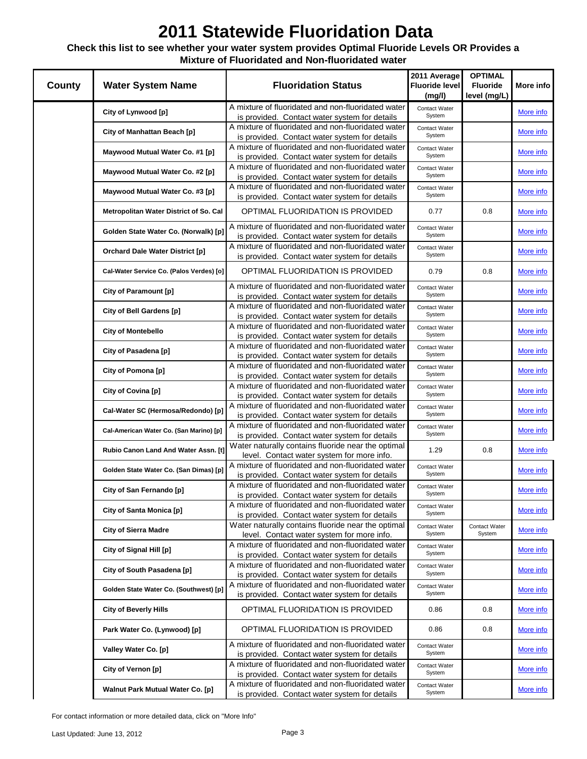# 2011 Statewide Fluoridation Data

**Check this list to see whether your water system provides Optimal Fluoride Levels OR Provides a Mixture of Fluoridated and Non-fluoridated water**

| County | Water System Name | Fluoridation Status | 2011 Average Fluoride level (mg/l) | OPTIMAL Fluoride level (mg/L) | More info |
|---|---|---|---|---|---|
| | **City of Lynwood [p]** | A mixture of fluoridated and non-fluoridated water is provided. Contact water system for details | Contact Water System | | More info |
| | **City of Manhattan Beach [p]** | A mixture of fluoridated and non-fluoridated water is provided. Contact water system for details | Contact Water System | | More info |
| | **Maywood Mutual Water Co. #1 [p]** | A mixture of fluoridated and non-fluoridated water is provided. Contact water system for details | Contact Water System | | More info |
| | **Maywood Mutual Water Co. #2 [p]** | A mixture of fluoridated and non-fluoridated water is provided. Contact water system for details | Contact Water System | | More info |
| | **Maywood Mutual Water Co. #3 [p]** | A mixture of fluoridated and non-fluoridated water is provided. Contact water system for details | Contact Water System | | More info |
| | **Metropolitan Water District of So. Cal** | OPTIMAL FLUORIDATION IS PROVIDED | 0.77 | 0.8 | More info |
| | **Golden State Water Co. (Norwalk) [p]** | A mixture of fluoridated and non-fluoridated water is provided. Contact water system for details | Contact Water System | | More info |
| | **Orchard Dale Water District [p]** | A mixture of fluoridated and non-fluoridated water is provided. Contact water system for details | Contact Water System | | More info |
| | **Cal-Water Service Co. (Palos Verdes) [o]** | OPTIMAL FLUORIDATION IS PROVIDED | 0.79 | 0.8 | More info |
| | **City of Paramount [p]** | A mixture of fluoridated and non-fluoridated water is provided. Contact water system for details | Contact Water System | | More info |
| | **City of Bell Gardens [p]** | A mixture of fluoridated and non-fluoridated water is provided. Contact water system for details | Contact Water System | | More info |
| | **City of Montebello** | A mixture of fluoridated and non-fluoridated water is provided. Contact water system for details | Contact Water System | | More info |
| | **City of Pasadena [p]** | A mixture of fluoridated and non-fluoridated water is provided. Contact water system for details | Contact Water System | | More info |
| | **City of Pomona [p]** | A mixture of fluoridated and non-fluoridated water is provided. Contact water system for details | Contact Water System | | More info |
| | **City of Covina [p]** | A mixture of fluoridated and non-fluoridated water is provided. Contact water system for details | Contact Water System | | More info |
| | **Cal-Water SC (Hermosa/Redondo) [p]** | A mixture of fluoridated and non-fluoridated water is provided. Contact water system for details | Contact Water System | | More info |
| | **Cal-American Water Co. (San Marino) [p]** | A mixture of fluoridated and non-fluoridated water is provided. Contact water system for details | Contact Water System | | More info |
| | **Rubio Canon Land And Water Assn. [t]** | Water naturally contains fluoride near the optimal level. Contact water system for more info. | 1.29 | 0.8 | More info |
| | **Golden State Water Co. (San Dimas) [p]** | A mixture of fluoridated and non-fluoridated water is provided. Contact water system for details | Contact Water System | | More info |
| | **City of San Fernando [p]** | A mixture of fluoridated and non-fluoridated water is provided. Contact water system for details | Contact Water System | | More info |
| | **City of Santa Monica [p]** | A mixture of fluoridated and non-fluoridated water is provided. Contact water system for details | Contact Water System | | More info |
| | **City of Sierra Madre** | Water naturally contains fluoride near the optimal level. Contact water system for more info. | Contact Water System | Contact Water System | More info |
| | **City of Signal Hill [p]** | A mixture of fluoridated and non-fluoridated water is provided. Contact water system for details | Contact Water System | | More info |
| | **City of South Pasadena [p]** | A mixture of fluoridated and non-fluoridated water is provided. Contact water system for details | Contact Water System | | More info |
| | **Golden State Water Co. (Southwest) [p]** | A mixture of fluoridated and non-fluoridated water is provided. Contact water system for details | Contact Water System | | More info |
| | **City of Beverly Hills** | OPTIMAL FLUORIDATION IS PROVIDED | 0.86 | 0.8 | More info |
| | **Park Water Co. (Lynwood) [p]** | OPTIMAL FLUORIDATION IS PROVIDED | 0.86 | 0.8 | More info |
| | **Valley Water Co. [p]** | A mixture of fluoridated and non-fluoridated water is provided. Contact water system for details | Contact Water System | | More info |
| | **City of Vernon [p]** | A mixture of fluoridated and non-fluoridated water is provided. Contact water system for details | Contact Water System | | More info |
| | **Walnut Park Mutual Water Co. [p]** | A mixture of fluoridated and non-fluoridated water is provided. Contact water system for details | Contact Water System | | More info |

For contact information or more detailed data, click on "More Info"

Last Updated: June 13, 2012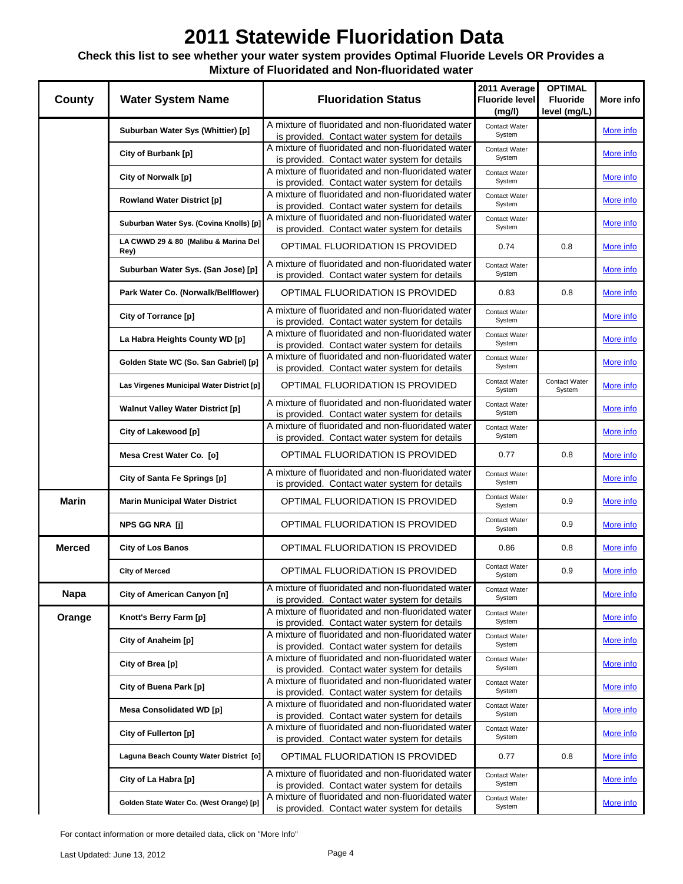# 2011 Statewide Fluoridation Data

**Check this list to see whether your water system provides Optimal Fluoride Levels OR Provides a Mixture of Fluoridated and Non-fluoridated water**

| County | Water System Name | Fluoridation Status | 2011 Average Fluoride level (mg/l) | OPTIMAL Fluoride level (mg/L) | More info |
|---|---|---|---|---|---|
| | Suburban Water Sys (Whittier) [p] | A mixture of fluoridated and non-fluoridated water is provided. Contact water system for details | Contact Water System | | More info |
| | City of Burbank [p] | A mixture of fluoridated and non-fluoridated water is provided. Contact water system for details | Contact Water System | | More info |
| | City of Norwalk [p] | A mixture of fluoridated and non-fluoridated water is provided. Contact water system for details | Contact Water System | | More info |
| | Rowland Water District [p] | A mixture of fluoridated and non-fluoridated water is provided. Contact water system for details | Contact Water System | | More info |
| | Suburban Water Sys. (Covina Knolls) [p] | A mixture of fluoridated and non-fluoridated water is provided. Contact water system for details | Contact Water System | | More info |
| | LA CWWD 29 & 80 (Malibu & Marina Del Rey) | OPTIMAL FLUORIDATION IS PROVIDED | 0.74 | 0.8 | More info |
| | Suburban Water Sys. (San Jose) [p] | A mixture of fluoridated and non-fluoridated water is provided. Contact water system for details | Contact Water System | | More info |
| | Park Water Co. (Norwalk/Bellflower) | OPTIMAL FLUORIDATION IS PROVIDED | 0.83 | 0.8 | More info |
| | City of Torrance [p] | A mixture of fluoridated and non-fluoridated water is provided. Contact water system for details | Contact Water System | | More info |
| | La Habra Heights County WD [p] | A mixture of fluoridated and non-fluoridated water is provided. Contact water system for details | Contact Water System | | More info |
| | Golden State WC (So. San Gabriel) [p] | A mixture of fluoridated and non-fluoridated water is provided. Contact water system for details | Contact Water System | | More info |
| | Las Virgenes Municipal Water District [p] | OPTIMAL FLUORIDATION IS PROVIDED | Contact Water System | Contact Water System | More info |
| | Walnut Valley Water District [p] | A mixture of fluoridated and non-fluoridated water is provided. Contact water system for details | Contact Water System | | More info |
| | City of Lakewood [p] | A mixture of fluoridated and non-fluoridated water is provided. Contact water system for details | Contact Water System | | More info |
| | Mesa Crest Water Co. [o] | OPTIMAL FLUORIDATION IS PROVIDED | 0.77 | 0.8 | More info |
| | City of Santa Fe Springs [p] | A mixture of fluoridated and non-fluoridated water is provided. Contact water system for details | Contact Water System | | More info |
| Marin | Marin Municipal Water District | OPTIMAL FLUORIDATION IS PROVIDED | Contact Water System | 0.9 | More info |
| | NPS GG NRA [j] | OPTIMAL FLUORIDATION IS PROVIDED | Contact Water System | 0.9 | More info |
| Merced | City of Los Banos | OPTIMAL FLUORIDATION IS PROVIDED | 0.86 | 0.8 | More info |
| | City of Merced | OPTIMAL FLUORIDATION IS PROVIDED | Contact Water System | 0.9 | More info |
| Napa | City of American Canyon [n] | A mixture of fluoridated and non-fluoridated water is provided. Contact water system for details | Contact Water System | | More info |
| Orange | Knott's Berry Farm [p] | A mixture of fluoridated and non-fluoridated water is provided. Contact water system for details | Contact Water System | | More info |
| | City of Anaheim [p] | A mixture of fluoridated and non-fluoridated water is provided. Contact water system for details | Contact Water System | | More info |
| | City of Brea [p] | A mixture of fluoridated and non-fluoridated water is provided. Contact water system for details | Contact Water System | | More info |
| | City of Buena Park [p] | A mixture of fluoridated and non-fluoridated water is provided. Contact water system for details | Contact Water System | | More info |
| | Mesa Consolidated WD [p] | A mixture of fluoridated and non-fluoridated water is provided. Contact water system for details | Contact Water System | | More info |
| | City of Fullerton [p] | A mixture of fluoridated and non-fluoridated water is provided. Contact water system for details | Contact Water System | | More info |
| | Laguna Beach County Water District [o] | OPTIMAL FLUORIDATION IS PROVIDED | 0.77 | 0.8 | More info |
| | City of La Habra [p] | A mixture of fluoridated and non-fluoridated water is provided. Contact water system for details | Contact Water System | | More info |
| | Golden State Water Co. (West Orange) [p] | A mixture of fluoridated and non-fluoridated water is provided. Contact water system for details | Contact Water System | | More info |

For contact information or more detailed data, click on "More Info"

Last Updated: June 13, 2012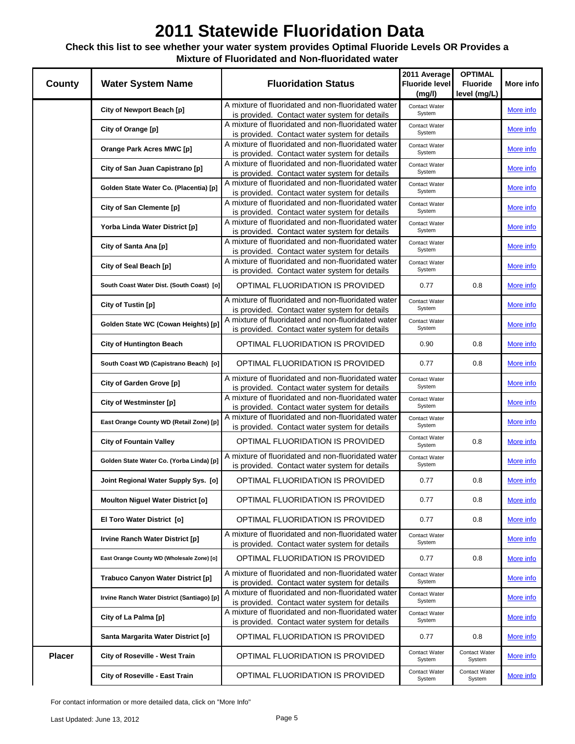# 2011 Statewide Fluoridation Data

**Check this list to see whether your water system provides Optimal Fluoride Levels OR Provides a Mixture of Fluoridated and Non-fluoridated water**

| County | Water System Name | Fluoridation Status | 2011 Average Fluoride level (mg/l) | OPTIMAL Fluoride level (mg/L) | More info |
|---|---|---|---|---|---|
| | City of Newport Beach [p] | A mixture of fluoridated and non-fluoridated water is provided. Contact water system for details | Contact Water System | | More info |
| | City of Orange [p] | A mixture of fluoridated and non-fluoridated water is provided. Contact water system for details | Contact Water System | | More info |
| | Orange Park Acres MWC [p] | A mixture of fluoridated and non-fluoridated water is provided. Contact water system for details | Contact Water System | | More info |
| | City of San Juan Capistrano [p] | A mixture of fluoridated and non-fluoridated water is provided. Contact water system for details | Contact Water System | | More info |
| | Golden State Water Co. (Placentia) [p] | A mixture of fluoridated and non-fluoridated water is provided. Contact water system for details | Contact Water System | | More info |
| | City of San Clemente [p] | A mixture of fluoridated and non-fluoridated water is provided. Contact water system for details | Contact Water System | | More info |
| | Yorba Linda Water District [p] | A mixture of fluoridated and non-fluoridated water is provided. Contact water system for details | Contact Water System | | More info |
| | City of Santa Ana [p] | A mixture of fluoridated and non-fluoridated water is provided. Contact water system for details | Contact Water System | | More info |
| | City of Seal Beach [p] | A mixture of fluoridated and non-fluoridated water is provided. Contact water system for details | Contact Water System | | More info |
| | South Coast Water Dist. (South Coast) [o] | OPTIMAL FLUORIDATION IS PROVIDED | 0.77 | 0.8 | More info |
| | City of Tustin [p] | A mixture of fluoridated and non-fluoridated water is provided. Contact water system for details | Contact Water System | | More info |
| | Golden State WC (Cowan Heights) [p] | A mixture of fluoridated and non-fluoridated water is provided. Contact water system for details | Contact Water System | | More info |
| | City of Huntington Beach | OPTIMAL FLUORIDATION IS PROVIDED | 0.90 | 0.8 | More info |
| | South Coast WD (Capistrano Beach) [o] | OPTIMAL FLUORIDATION IS PROVIDED | 0.77 | 0.8 | More info |
| | City of Garden Grove [p] | A mixture of fluoridated and non-fluoridated water is provided. Contact water system for details | Contact Water System | | More info |
| | City of Westminster [p] | A mixture of fluoridated and non-fluoridated water is provided. Contact water system for details | Contact Water System | | More info |
| | East Orange County WD (Retail Zone) [p] | A mixture of fluoridated and non-fluoridated water is provided. Contact water system for details | Contact Water System | | More info |
| | City of Fountain Valley | OPTIMAL FLUORIDATION IS PROVIDED | Contact Water System | 0.8 | More info |
| | Golden State Water Co. (Yorba Linda) [p] | A mixture of fluoridated and non-fluoridated water is provided. Contact water system for details | Contact Water System | | More info |
| | Joint Regional Water Supply Sys. [o] | OPTIMAL FLUORIDATION IS PROVIDED | 0.77 | 0.8 | More info |
| | Moulton Niguel Water District [o] | OPTIMAL FLUORIDATION IS PROVIDED | 0.77 | 0.8 | More info |
| | El Toro Water District [o] | OPTIMAL FLUORIDATION IS PROVIDED | 0.77 | 0.8 | More info |
| | Irvine Ranch Water District [p] | A mixture of fluoridated and non-fluoridated water is provided. Contact water system for details | Contact Water System | | More info |
| | East Orange County WD (Wholesale Zone) [o] | OPTIMAL FLUORIDATION IS PROVIDED | 0.77 | 0.8 | More info |
| | Trabuco Canyon Water District [p] | A mixture of fluoridated and non-fluoridated water is provided. Contact water system for details | Contact Water System | | More info |
| | Irvine Ranch Water District (Santiago) [p] | A mixture of fluoridated and non-fluoridated water is provided. Contact water system for details | Contact Water System | | More info |
| | City of La Palma [p] | A mixture of fluoridated and non-fluoridated water is provided. Contact water system for details | Contact Water System | | More info |
| | Santa Margarita Water District [o] | OPTIMAL FLUORIDATION IS PROVIDED | 0.77 | 0.8 | More info |
| Placer | City of Roseville - West Train | OPTIMAL FLUORIDATION IS PROVIDED | Contact Water System | Contact Water System | More info |
| | City of Roseville - East Train | OPTIMAL FLUORIDATION IS PROVIDED | Contact Water System | Contact Water System | More info |

For contact information or more detailed data, click on "More Info"

Last Updated: June 13, 2012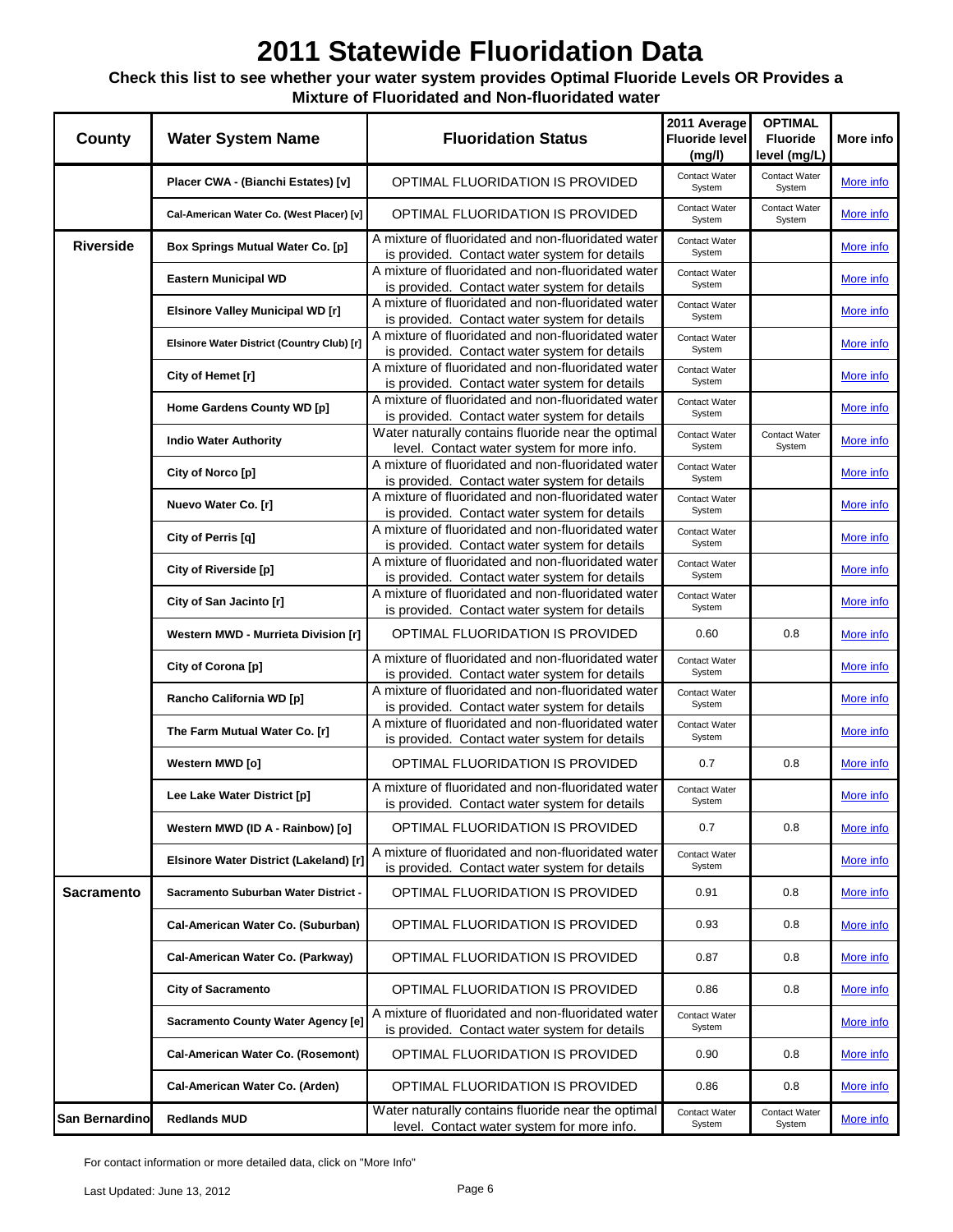# 2011 Statewide Fluoridation Data

**Check this list to see whether your water system provides Optimal Fluoride Levels OR Provides a Mixture of Fluoridated and Non-fluoridated water**

| County | Water System Name | Fluoridation Status | 2011 Average Fluoride level (mg/l) | OPTIMAL Fluoride level (mg/L) | More info |
|---|---|---|---|---|---|
| | Placer CWA - (Bianchi Estates) [v] | OPTIMAL FLUORIDATION IS PROVIDED | Contact Water System | Contact Water System | More info |
| | Cal-American Water Co. (West Placer) [v] | OPTIMAL FLUORIDATION IS PROVIDED | Contact Water System | Contact Water System | More info |
| Riverside | Box Springs Mutual Water Co. [p] | A mixture of fluoridated and non-fluoridated water is provided. Contact water system for details | Contact Water System | | More info |
| | Eastern Municipal WD | A mixture of fluoridated and non-fluoridated water is provided. Contact water system for details | Contact Water System | | More info |
| | Elsinore Valley Municipal WD [r] | A mixture of fluoridated and non-fluoridated water is provided. Contact water system for details | Contact Water System | | More info |
| | Elsinore Water District (Country Club) [r] | A mixture of fluoridated and non-fluoridated water is provided. Contact water system for details | Contact Water System | | More info |
| | City of Hemet [r] | A mixture of fluoridated and non-fluoridated water is provided. Contact water system for details | Contact Water System | | More info |
| | Home Gardens County WD [p] | A mixture of fluoridated and non-fluoridated water is provided. Contact water system for details | Contact Water System | | More info |
| | Indio Water Authority | Water naturally contains fluoride near the optimal level. Contact water system for more info. | Contact Water System | Contact Water System | More info |
| | City of Norco [p] | A mixture of fluoridated and non-fluoridated water is provided. Contact water system for details | Contact Water System | | More info |
| | Nuevo Water Co. [r] | A mixture of fluoridated and non-fluoridated water is provided. Contact water system for details | Contact Water System | | More info |
| | City of Perris [q] | A mixture of fluoridated and non-fluoridated water is provided. Contact water system for details | Contact Water System | | More info |
| | City of Riverside [p] | A mixture of fluoridated and non-fluoridated water is provided. Contact water system for details | Contact Water System | | More info |
| | City of San Jacinto [r] | A mixture of fluoridated and non-fluoridated water is provided. Contact water system for details | Contact Water System | | More info |
| | Western MWD - Murrieta Division [r] | OPTIMAL FLUORIDATION IS PROVIDED | 0.60 | 0.8 | More info |
| | City of Corona [p] | A mixture of fluoridated and non-fluoridated water is provided. Contact water system for details | Contact Water System | | More info |
| | Rancho California WD [p] | A mixture of fluoridated and non-fluoridated water is provided. Contact water system for details | Contact Water System | | More info |
| | The Farm Mutual Water Co. [r] | A mixture of fluoridated and non-fluoridated water is provided. Contact water system for details | Contact Water System | | More info |
| | Western MWD [o] | OPTIMAL FLUORIDATION IS PROVIDED | 0.7 | 0.8 | More info |
| | Lee Lake Water District [p] | A mixture of fluoridated and non-fluoridated water is provided. Contact water system for details | Contact Water System | | More info |
| | Western MWD (ID A - Rainbow) [o] | OPTIMAL FLUORIDATION IS PROVIDED | 0.7 | 0.8 | More info |
| | Elsinore Water District (Lakeland) [r] | A mixture of fluoridated and non-fluoridated water is provided. Contact water system for details | Contact Water System | | More info |
| Sacramento | Sacramento Suburban Water District - | OPTIMAL FLUORIDATION IS PROVIDED | 0.91 | 0.8 | More info |
| | Cal-American Water Co. (Suburban) | OPTIMAL FLUORIDATION IS PROVIDED | 0.93 | 0.8 | More info |
| | Cal-American Water Co. (Parkway) | OPTIMAL FLUORIDATION IS PROVIDED | 0.87 | 0.8 | More info |
| | City of Sacramento | OPTIMAL FLUORIDATION IS PROVIDED | 0.86 | 0.8 | More info |
| | Sacramento County Water Agency [e] | A mixture of fluoridated and non-fluoridated water is provided. Contact water system for details | Contact Water System | | More info |
| | Cal-American Water Co. (Rosemont) | OPTIMAL FLUORIDATION IS PROVIDED | 0.90 | 0.8 | More info |
| | Cal-American Water Co. (Arden) | OPTIMAL FLUORIDATION IS PROVIDED | 0.86 | 0.8 | More info |
| San Bernardino | Redlands MUD | Water naturally contains fluoride near the optimal level. Contact water system for more info. | Contact Water System | Contact Water System | More info |

For contact information or more detailed data, click on "More Info"

Last Updated: June 13, 2012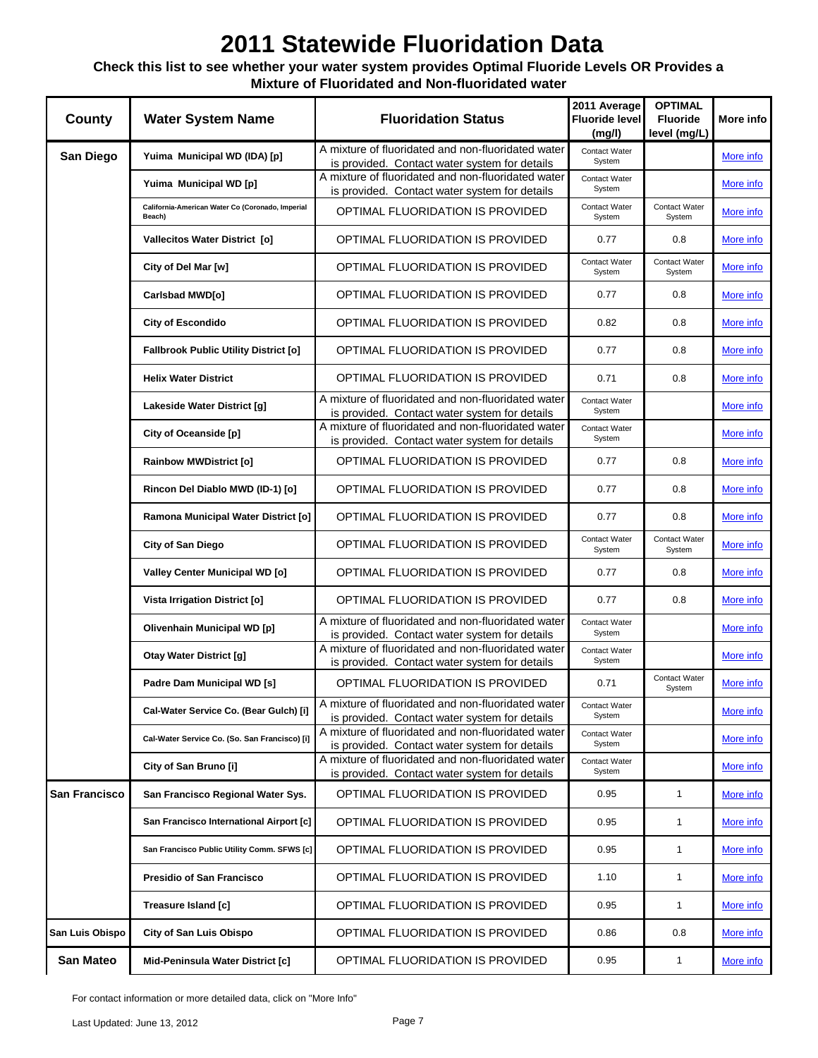# 2011 Statewide Fluoridation Data

**Check this list to see whether your water system provides Optimal Fluoride Levels OR Provides a Mixture of Fluoridated and Non-fluoridated water**

| County | Water System Name | Fluoridation Status | 2011 Average Fluoride level (mg/l) | OPTIMAL Fluoride level (mg/L) | More info |
|---|---|---|---|---|---|
| **San Diego** | **Yuima Municipal WD (IDA) [p]** | A mixture of fluoridated and non-fluoridated water is provided. Contact water system for details | Contact Water System | | More info |
| | **Yuima Municipal WD [p]** | A mixture of fluoridated and non-fluoridated water is provided. Contact water system for details | Contact Water System | | More info |
| | **California-American Water Co (Coronado, Imperial Beach)** | OPTIMAL FLUORIDATION IS PROVIDED | Contact Water System | Contact Water System | More info |
| | **Vallecitos Water District [o]** | OPTIMAL FLUORIDATION IS PROVIDED | 0.77 | 0.8 | More info |
| | **City of Del Mar [w]** | OPTIMAL FLUORIDATION IS PROVIDED | Contact Water System | Contact Water System | More info |
| | **Carlsbad MWD[o]** | OPTIMAL FLUORIDATION IS PROVIDED | 0.77 | 0.8 | More info |
| | **City of Escondido** | OPTIMAL FLUORIDATION IS PROVIDED | 0.82 | 0.8 | More info |
| | **Fallbrook Public Utility District [o]** | OPTIMAL FLUORIDATION IS PROVIDED | 0.77 | 0.8 | More info |
| | **Helix Water District** | OPTIMAL FLUORIDATION IS PROVIDED | 0.71 | 0.8 | More info |
| | **Lakeside Water District [g]** | A mixture of fluoridated and non-fluoridated water is provided. Contact water system for details | Contact Water System | | More info |
| | **City of Oceanside [p]** | A mixture of fluoridated and non-fluoridated water is provided. Contact water system for details | Contact Water System | | More info |
| | **Rainbow MWDistrict [o]** | OPTIMAL FLUORIDATION IS PROVIDED | 0.77 | 0.8 | More info |
| | **Rincon Del Diablo MWD (ID-1) [o]** | OPTIMAL FLUORIDATION IS PROVIDED | 0.77 | 0.8 | More info |
| | **Ramona Municipal Water District [o]** | OPTIMAL FLUORIDATION IS PROVIDED | 0.77 | 0.8 | More info |
| | **City of San Diego** | OPTIMAL FLUORIDATION IS PROVIDED | Contact Water System | Contact Water System | More info |
| | **Valley Center Municipal WD [o]** | OPTIMAL FLUORIDATION IS PROVIDED | 0.77 | 0.8 | More info |
| | **Vista Irrigation District [o]** | OPTIMAL FLUORIDATION IS PROVIDED | 0.77 | 0.8 | More info |
| | **Olivenhain Municipal WD [p]** | A mixture of fluoridated and non-fluoridated water is provided. Contact water system for details | Contact Water System | | More info |
| | **Otay Water District [g]** | A mixture of fluoridated and non-fluoridated water is provided. Contact water system for details | Contact Water System | | More info |
| | **Padre Dam Municipal WD [s]** | OPTIMAL FLUORIDATION IS PROVIDED | 0.71 | Contact Water System | More info |
| | **Cal-Water Service Co. (Bear Gulch) [i]** | A mixture of fluoridated and non-fluoridated water is provided. Contact water system for details | Contact Water System | | More info |
| | **Cal-Water Service Co. (So. San Francisco) [i]** | A mixture of fluoridated and non-fluoridated water is provided. Contact water system for details | Contact Water System | | More info |
| | **City of San Bruno [i]** | A mixture of fluoridated and non-fluoridated water is provided. Contact water system for details | Contact Water System | | More info |
| **San Francisco** | **San Francisco Regional Water Sys.** | OPTIMAL FLUORIDATION IS PROVIDED | 0.95 | 1 | More info |
| | **San Francisco International Airport [c]** | OPTIMAL FLUORIDATION IS PROVIDED | 0.95 | 1 | More info |
| | **San Francisco Public Utility Comm. SFWS [c]** | OPTIMAL FLUORIDATION IS PROVIDED | 0.95 | 1 | More info |
| | **Presidio of San Francisco** | OPTIMAL FLUORIDATION IS PROVIDED | 1.10 | 1 | More info |
| | **Treasure Island [c]** | OPTIMAL FLUORIDATION IS PROVIDED | 0.95 | 1 | More info |
| **San Luis Obispo** | **City of San Luis Obispo** | OPTIMAL FLUORIDATION IS PROVIDED | 0.86 | 0.8 | More info |
| **San Mateo** | **Mid-Peninsula Water District [c]** | OPTIMAL FLUORIDATION IS PROVIDED | 0.95 | 1 | More info |

For contact information or more detailed data, click on "More Info"

Last Updated: June 13, 2012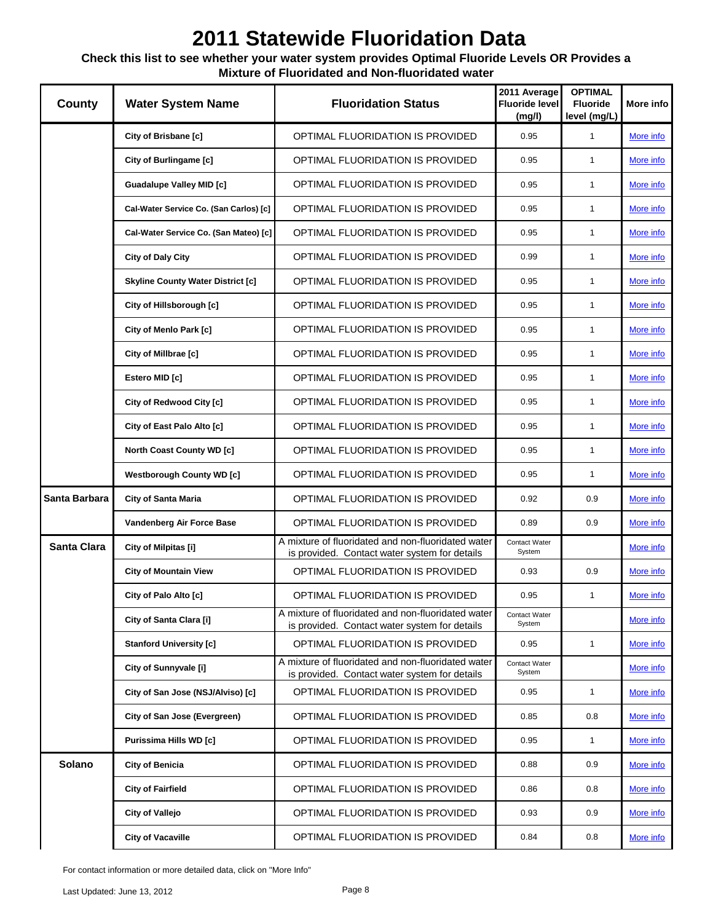# 2011 Statewide Fluoridation Data

**Check this list to see whether your water system provides Optimal Fluoride Levels OR Provides a Mixture of Fluoridated and Non-fluoridated water**

| County | Water System Name | Fluoridation Status | 2011 Average Fluoride level (mg/l) | OPTIMAL Fluoride level (mg/L) | More info |
|---|---|---|---|---|---|
| | City of Brisbane [c] | OPTIMAL FLUORIDATION IS PROVIDED | 0.95 | 1 | More info |
| | City of Burlingame [c] | OPTIMAL FLUORIDATION IS PROVIDED | 0.95 | 1 | More info |
| | Guadalupe Valley MID [c] | OPTIMAL FLUORIDATION IS PROVIDED | 0.95 | 1 | More info |
| | Cal-Water Service Co. (San Carlos) [c] | OPTIMAL FLUORIDATION IS PROVIDED | 0.95 | 1 | More info |
| | Cal-Water Service Co. (San Mateo) [c] | OPTIMAL FLUORIDATION IS PROVIDED | 0.95 | 1 | More info |
| | City of Daly City | OPTIMAL FLUORIDATION IS PROVIDED | 0.99 | 1 | More info |
| | Skyline County Water District [c] | OPTIMAL FLUORIDATION IS PROVIDED | 0.95 | 1 | More info |
| | City of Hillsborough [c] | OPTIMAL FLUORIDATION IS PROVIDED | 0.95 | 1 | More info |
| | City of Menlo Park [c] | OPTIMAL FLUORIDATION IS PROVIDED | 0.95 | 1 | More info |
| | City of Millbrae [c] | OPTIMAL FLUORIDATION IS PROVIDED | 0.95 | 1 | More info |
| | Estero MID [c] | OPTIMAL FLUORIDATION IS PROVIDED | 0.95 | 1 | More info |
| | City of Redwood City [c] | OPTIMAL FLUORIDATION IS PROVIDED | 0.95 | 1 | More info |
| | City of East Palo Alto [c] | OPTIMAL FLUORIDATION IS PROVIDED | 0.95 | 1 | More info |
| | North Coast County WD [c] | OPTIMAL FLUORIDATION IS PROVIDED | 0.95 | 1 | More info |
| | Westborough County WD [c] | OPTIMAL FLUORIDATION IS PROVIDED | 0.95 | 1 | More info |
| Santa Barbara | City of Santa Maria | OPTIMAL FLUORIDATION IS PROVIDED | 0.92 | 0.9 | More info |
| | Vandenberg Air Force Base | OPTIMAL FLUORIDATION IS PROVIDED | 0.89 | 0.9 | More info |
| Santa Clara | City of Milpitas [i] | A mixture of fluoridated and non-fluoridated water is provided. Contact water system for details | Contact Water System | | More info |
| | City of Mountain View | OPTIMAL FLUORIDATION IS PROVIDED | 0.93 | 0.9 | More info |
| | City of Palo Alto [c] | OPTIMAL FLUORIDATION IS PROVIDED | 0.95 | 1 | More info |
| | City of Santa Clara [i] | A mixture of fluoridated and non-fluoridated water is provided. Contact water system for details | Contact Water System | | More info |
| | Stanford University [c] | OPTIMAL FLUORIDATION IS PROVIDED | 0.95 | 1 | More info |
| | City of Sunnyvale [i] | A mixture of fluoridated and non-fluoridated water is provided. Contact water system for details | Contact Water System | | More info |
| | City of San Jose (NSJ/Alviso) [c] | OPTIMAL FLUORIDATION IS PROVIDED | 0.95 | 1 | More info |
| | City of San Jose (Evergreen) | OPTIMAL FLUORIDATION IS PROVIDED | 0.85 | 0.8 | More info |
| | Purissima Hills WD [c] | OPTIMAL FLUORIDATION IS PROVIDED | 0.95 | 1 | More info |
| Solano | City of Benicia | OPTIMAL FLUORIDATION IS PROVIDED | 0.88 | 0.9 | More info |
| | City of Fairfield | OPTIMAL FLUORIDATION IS PROVIDED | 0.86 | 0.8 | More info |
| | City of Vallejo | OPTIMAL FLUORIDATION IS PROVIDED | 0.93 | 0.9 | More info |
| | City of Vacaville | OPTIMAL FLUORIDATION IS PROVIDED | 0.84 | 0.8 | More info |

For contact information or more detailed data, click on "More Info"

Last Updated: June 13, 2012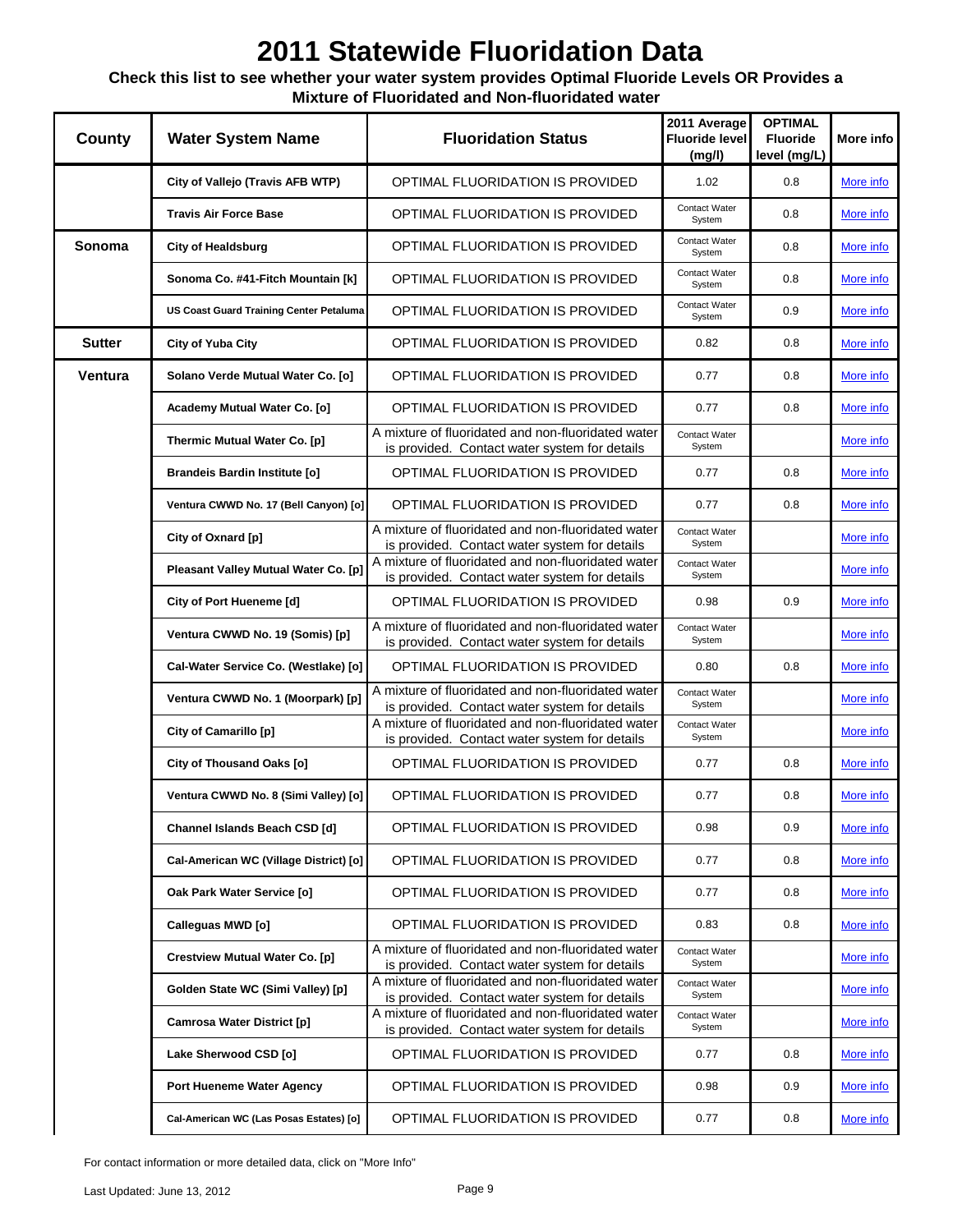# 2011 Statewide Fluoridation Data

**Check this list to see whether your water system provides Optimal Fluoride Levels OR Provides a Mixture of Fluoridated and Non-fluoridated water**

| County | Water System Name | Fluoridation Status | 2011 Average Fluoride level (mg/l) | OPTIMAL Fluoride level (mg/L) | More info |
|---|---|---|---|---|---|
| | City of Vallejo (Travis AFB WTP) | OPTIMAL FLUORIDATION IS PROVIDED | 1.02 | 0.8 | More info |
| | Travis Air Force Base | OPTIMAL FLUORIDATION IS PROVIDED | Contact Water System | 0.8 | More info |
| Sonoma | City of Healdsburg | OPTIMAL FLUORIDATION IS PROVIDED | Contact Water System | 0.8 | More info |
| | Sonoma Co. #41-Fitch Mountain [k] | OPTIMAL FLUORIDATION IS PROVIDED | Contact Water System | 0.8 | More info |
| | US Coast Guard Training Center Petaluma | OPTIMAL FLUORIDATION IS PROVIDED | Contact Water System | 0.9 | More info |
| Sutter | City of Yuba City | OPTIMAL FLUORIDATION IS PROVIDED | 0.82 | 0.8 | More info |
| Ventura | Solano Verde Mutual Water Co. [o] | OPTIMAL FLUORIDATION IS PROVIDED | 0.77 | 0.8 | More info |
| | Academy Mutual Water Co. [o] | OPTIMAL FLUORIDATION IS PROVIDED | 0.77 | 0.8 | More info |
| | Thermic Mutual Water Co. [p] | A mixture of fluoridated and non-fluoridated water is provided. Contact water system for details | Contact Water System | | More info |
| | Brandeis Bardin Institute [o] | OPTIMAL FLUORIDATION IS PROVIDED | 0.77 | 0.8 | More info |
| | Ventura CWWD No. 17 (Bell Canyon) [o] | OPTIMAL FLUORIDATION IS PROVIDED | 0.77 | 0.8 | More info |
| | City of Oxnard [p] | A mixture of fluoridated and non-fluoridated water is provided. Contact water system for details | Contact Water System | | More info |
| | Pleasant Valley Mutual Water Co. [p] | A mixture of fluoridated and non-fluoridated water is provided. Contact water system for details | Contact Water System | | More info |
| | City of Port Hueneme [d] | OPTIMAL FLUORIDATION IS PROVIDED | 0.98 | 0.9 | More info |
| | Ventura CWWD No. 19 (Somis) [p] | A mixture of fluoridated and non-fluoridated water is provided. Contact water system for details | Contact Water System | | More info |
| | Cal-Water Service Co. (Westlake) [o] | OPTIMAL FLUORIDATION IS PROVIDED | 0.80 | 0.8 | More info |
| | Ventura CWWD No. 1 (Moorpark) [p] | A mixture of fluoridated and non-fluoridated water is provided. Contact water system for details | Contact Water System | | More info |
| | City of Camarillo [p] | A mixture of fluoridated and non-fluoridated water is provided. Contact water system for details | Contact Water System | | More info |
| | City of Thousand Oaks [o] | OPTIMAL FLUORIDATION IS PROVIDED | 0.77 | 0.8 | More info |
| | Ventura CWWD No. 8 (Simi Valley) [o] | OPTIMAL FLUORIDATION IS PROVIDED | 0.77 | 0.8 | More info |
| | Channel Islands Beach CSD [d] | OPTIMAL FLUORIDATION IS PROVIDED | 0.98 | 0.9 | More info |
| | Cal-American WC (Village District) [o] | OPTIMAL FLUORIDATION IS PROVIDED | 0.77 | 0.8 | More info |
| | Oak Park Water Service [o] | OPTIMAL FLUORIDATION IS PROVIDED | 0.77 | 0.8 | More info |
| | Calleguas MWD [o] | OPTIMAL FLUORIDATION IS PROVIDED | 0.83 | 0.8 | More info |
| | Crestview Mutual Water Co. [p] | A mixture of fluoridated and non-fluoridated water is provided. Contact water system for details | Contact Water System | | More info |
| | Golden State WC (Simi Valley) [p] | A mixture of fluoridated and non-fluoridated water is provided. Contact water system for details | Contact Water System | | More info |
| | Camrosa Water District [p] | A mixture of fluoridated and non-fluoridated water is provided. Contact water system for details | Contact Water System | | More info |
| | Lake Sherwood CSD [o] | OPTIMAL FLUORIDATION IS PROVIDED | 0.77 | 0.8 | More info |
| | Port Hueneme Water Agency | OPTIMAL FLUORIDATION IS PROVIDED | 0.98 | 0.9 | More info |
| | Cal-American WC (Las Posas Estates) [o] | OPTIMAL FLUORIDATION IS PROVIDED | 0.77 | 0.8 | More info |

For contact information or more detailed data, click on "More Info"

Last Updated: June 13, 2012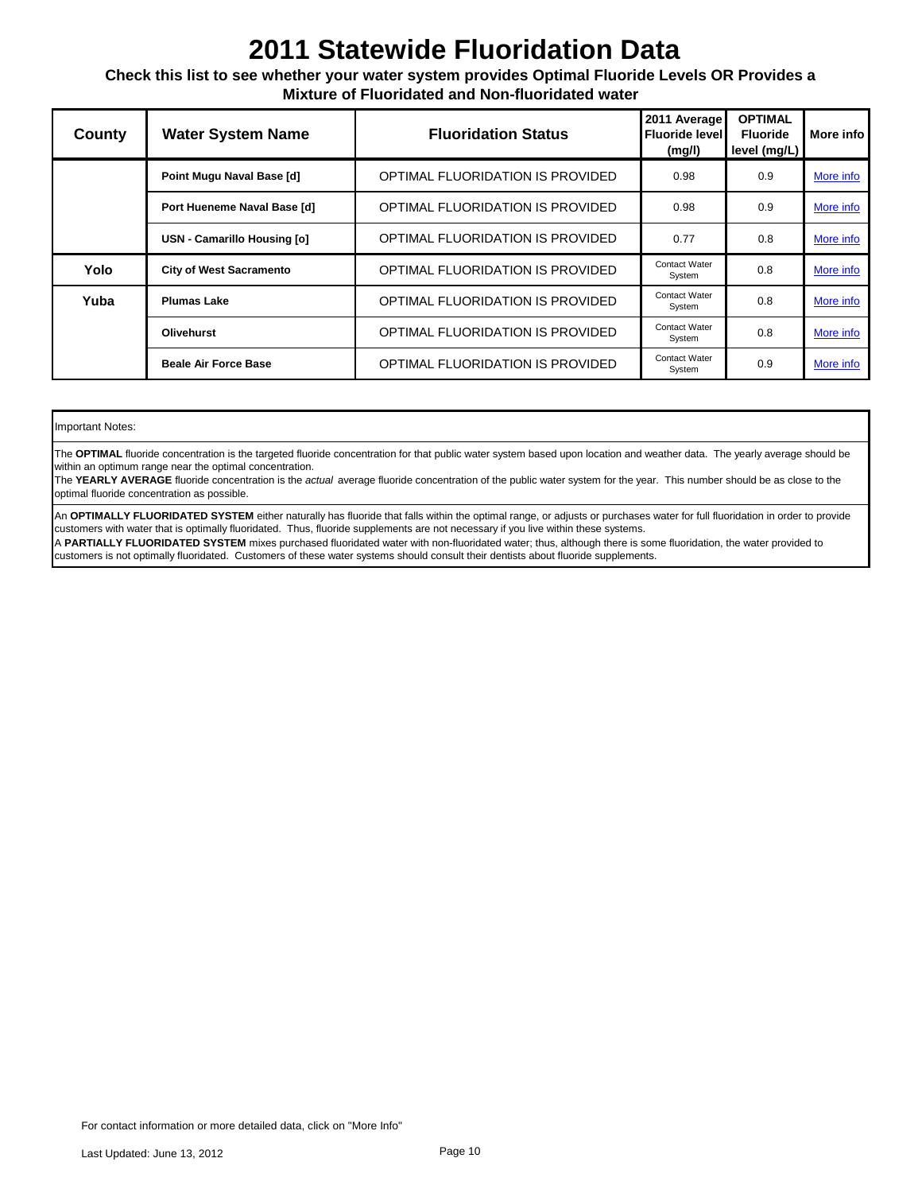# 2011 Statewide Fluoridation Data

**Check this list to see whether your water system provides Optimal Fluoride Levels OR Provides a Mixture of Fluoridated and Non-fluoridated water**

| County | Water System Name | Fluoridation Status | 2011 Average Fluoride level (mg/l) | OPTIMAL Fluoride level (mg/L) | More info |
|---|---|---|---|---|---|
| | **Point Mugu Naval Base [d]** | OPTIMAL FLUORIDATION IS PROVIDED | 0.98 | 0.9 | More info |
| | **Port Hueneme Naval Base [d]** | OPTIMAL FLUORIDATION IS PROVIDED | 0.98 | 0.9 | More info |
| | **USN - Camarillo Housing [o]** | OPTIMAL FLUORIDATION IS PROVIDED | 0.77 | 0.8 | More info |
| **Yolo** | **City of West Sacramento** | OPTIMAL FLUORIDATION IS PROVIDED | Contact Water System | 0.8 | More info |
| **Yuba** | **Plumas Lake** | OPTIMAL FLUORIDATION IS PROVIDED | Contact Water System | 0.8 | More info |
| | **Olivehurst** | OPTIMAL FLUORIDATION IS PROVIDED | Contact Water System | 0.8 | More info |
| | **Beale Air Force Base** | OPTIMAL FLUORIDATION IS PROVIDED | Contact Water System | 0.9 | More info |

Important Notes:

The **OPTIMAL** fluoride concentration is the targeted fluoride concentration for that public water system based upon location and weather data. The yearly average should be within an optimum range near the optimal concentration.
The **YEARLY AVERAGE** fluoride concentration is the *actual* average fluoride concentration of the public water system for the year. This number should be as close to the optimal fluoride concentration as possible.

An **OPTIMALLY FLUORIDATED SYSTEM** either naturally has fluoride that falls within the optimal range, or adjusts or purchases water for full fluoridation in order to provide customers with water that is optimally fluoridated. Thus, fluoride supplements are not necessary if you live within these systems.
A **PARTIALLY FLUORIDATED SYSTEM** mixes purchased fluoridated water with non-fluoridated water; thus, although there is some fluoridation, the water provided to customers is not optimally fluoridated. Customers of these water systems should consult their dentists about fluoride supplements.

For contact information or more detailed data, click on "More Info"

Last Updated: June 13, 2012